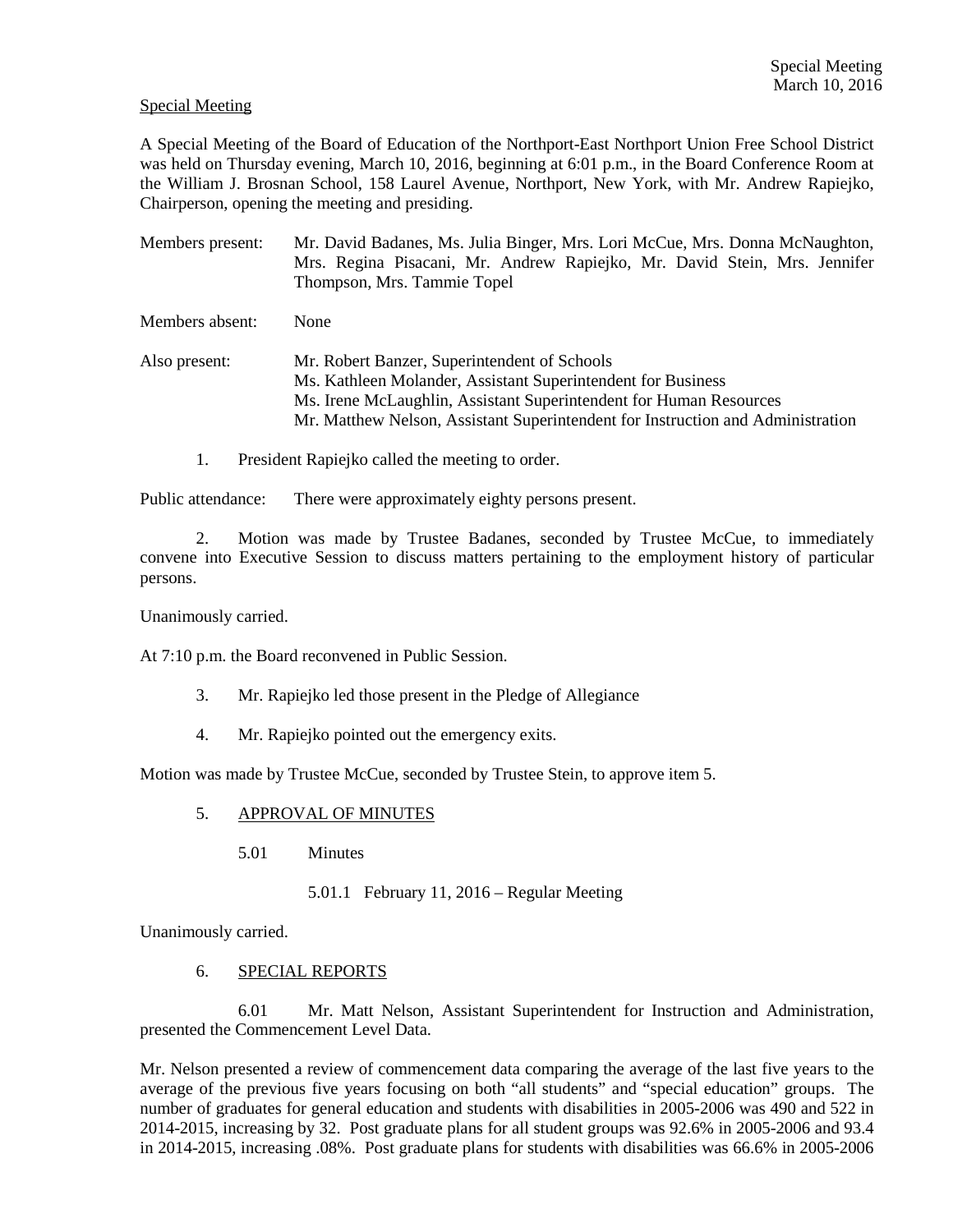Special Meeting

A Special Meeting of the Board of Education of the Northport-East Northport Union Free School District was held on Thursday evening, March 10, 2016, beginning at 6:01 p.m., in the Board Conference Room at the William J. Brosnan School, 158 Laurel Avenue, Northport, New York, with Mr. Andrew Rapiejko, Chairperson, opening the meeting and presiding.

Members present: Mr. David Badanes, Ms. Julia Binger, Mrs. Lori McCue, Mrs. Donna McNaughton, Mrs. Regina Pisacani, Mr. Andrew Rapiejko, Mr. David Stein, Mrs. Jennifer Thompson, Mrs. Tammie Topel

Members absent: None

Also present: Mr. Robert Banzer, Superintendent of Schools
Ms. Kathleen Molander, Assistant Superintendent for Business
Ms. Irene McLaughlin, Assistant Superintendent for Human Resources
Mr. Matthew Nelson, Assistant Superintendent for Instruction and Administration

1. President Rapiejko called the meeting to order.

Public attendance: There were approximately eighty persons present.

2. Motion was made by Trustee Badanes, seconded by Trustee McCue, to immediately convene into Executive Session to discuss matters pertaining to the employment history of particular persons.

Unanimously carried.

At 7:10 p.m. the Board reconvened in Public Session.

3. Mr. Rapiejko led those present in the Pledge of Allegiance

4. Mr. Rapiejko pointed out the emergency exits.

Motion was made by Trustee McCue, seconded by Trustee Stein, to approve item 5.

5. APPROVAL OF MINUTES

5.01 Minutes

5.01.1 February 11, 2016 – Regular Meeting

Unanimously carried.

6. SPECIAL REPORTS

6.01 Mr. Matt Nelson, Assistant Superintendent for Instruction and Administration, presented the Commencement Level Data.

Mr. Nelson presented a review of commencement data comparing the average of the last five years to the average of the previous five years focusing on both "all students" and "special education" groups. The number of graduates for general education and students with disabilities in 2005-2006 was 490 and 522 in 2014-2015, increasing by 32. Post graduate plans for all student groups was 92.6% in 2005-2006 and 93.4 in 2014-2015, increasing .08%. Post graduate plans for students with disabilities was 66.6% in 2005-2006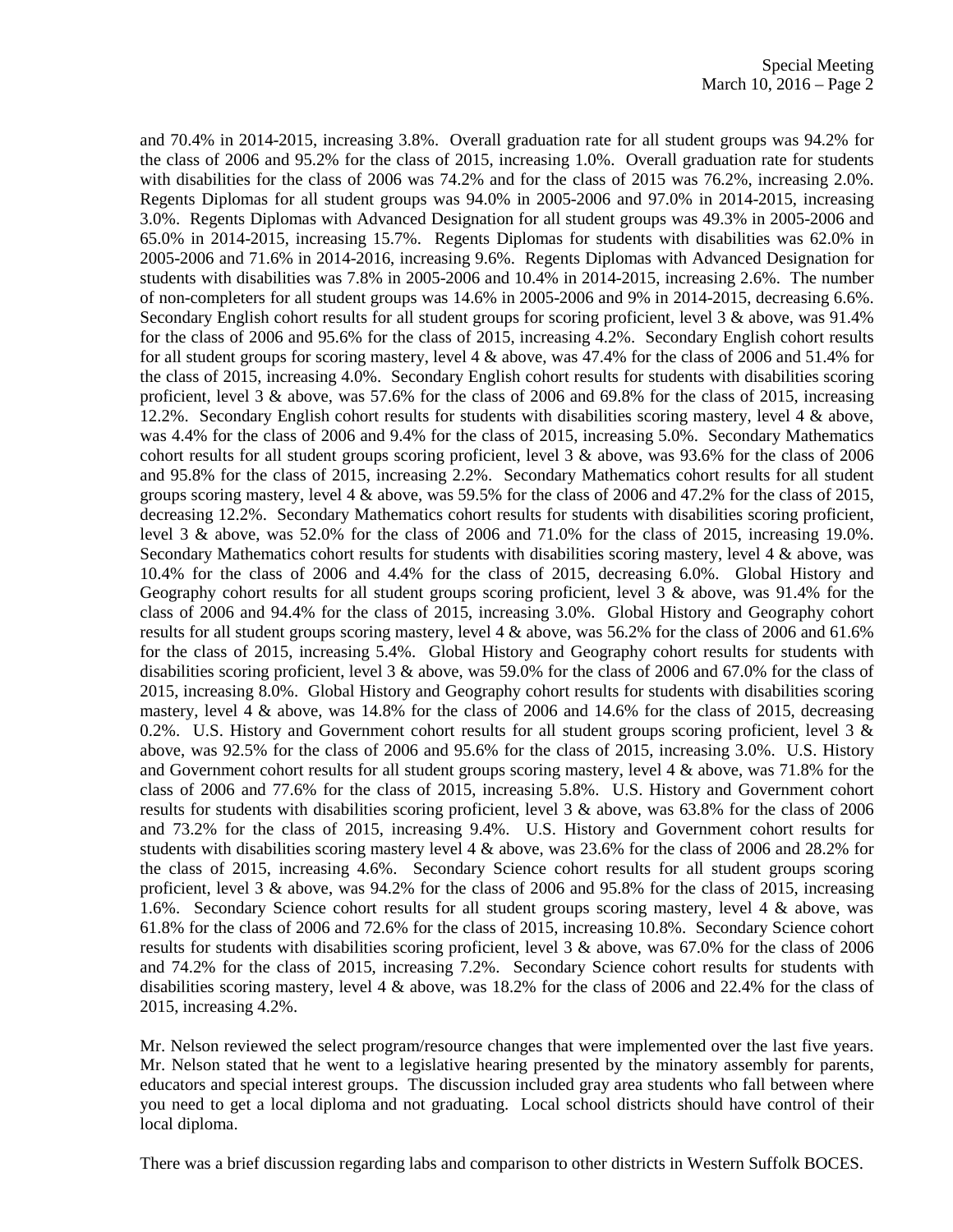and 70.4% in 2014-2015, increasing 3.8%. Overall graduation rate for all student groups was 94.2% for the class of 2006 and 95.2% for the class of 2015, increasing 1.0%. Overall graduation rate for students with disabilities for the class of 2006 was 74.2% and for the class of 2015 was 76.2%, increasing 2.0%. Regents Diplomas for all student groups was 94.0% in 2005-2006 and 97.0% in 2014-2015, increasing 3.0%. Regents Diplomas with Advanced Designation for all student groups was 49.3% in 2005-2006 and 65.0% in 2014-2015, increasing 15.7%. Regents Diplomas for students with disabilities was 62.0% in 2005-2006 and 71.6% in 2014-2016, increasing 9.6%. Regents Diplomas with Advanced Designation for students with disabilities was 7.8% in 2005-2006 and 10.4% in 2014-2015, increasing 2.6%. The number of non-completers for all student groups was 14.6% in 2005-2006 and 9% in 2014-2015, decreasing 6.6%. Secondary English cohort results for all student groups for scoring proficient, level 3 & above, was 91.4% for the class of 2006 and 95.6% for the class of 2015, increasing 4.2%. Secondary English cohort results for all student groups for scoring mastery, level 4 & above, was 47.4% for the class of 2006 and 51.4% for the class of 2015, increasing 4.0%. Secondary English cohort results for students with disabilities scoring proficient, level 3 & above, was 57.6% for the class of 2006 and 69.8% for the class of 2015, increasing 12.2%. Secondary English cohort results for students with disabilities scoring mastery, level 4 & above, was 4.4% for the class of 2006 and 9.4% for the class of 2015, increasing 5.0%. Secondary Mathematics cohort results for all student groups scoring proficient, level 3 & above, was 93.6% for the class of 2006 and 95.8% for the class of 2015, increasing 2.2%. Secondary Mathematics cohort results for all student groups scoring mastery, level 4 & above, was 59.5% for the class of 2006 and 47.2% for the class of 2015, decreasing 12.2%. Secondary Mathematics cohort results for students with disabilities scoring proficient, level 3 & above, was 52.0% for the class of 2006 and 71.0% for the class of 2015, increasing 19.0%. Secondary Mathematics cohort results for students with disabilities scoring mastery, level 4 & above, was 10.4% for the class of 2006 and 4.4% for the class of 2015, decreasing 6.0%. Global History and Geography cohort results for all student groups scoring proficient, level 3 & above, was 91.4% for the class of 2006 and 94.4% for the class of 2015, increasing 3.0%. Global History and Geography cohort results for all student groups scoring mastery, level 4 & above, was 56.2% for the class of 2006 and 61.6% for the class of 2015, increasing 5.4%. Global History and Geography cohort results for students with disabilities scoring proficient, level 3 & above, was 59.0% for the class of 2006 and 67.0% for the class of 2015, increasing 8.0%. Global History and Geography cohort results for students with disabilities scoring mastery, level 4 & above, was 14.8% for the class of 2006 and 14.6% for the class of 2015, decreasing 0.2%. U.S. History and Government cohort results for all student groups scoring proficient, level 3 & above, was 92.5% for the class of 2006 and 95.6% for the class of 2015, increasing 3.0%. U.S. History and Government cohort results for all student groups scoring mastery, level 4 & above, was 71.8% for the class of 2006 and 77.6% for the class of 2015, increasing 5.8%. U.S. History and Government cohort results for students with disabilities scoring proficient, level 3 & above, was 63.8% for the class of 2006 and 73.2% for the class of 2015, increasing 9.4%. U.S. History and Government cohort results for students with disabilities scoring mastery level 4 & above, was 23.6% for the class of 2006 and 28.2% for the class of 2015, increasing 4.6%. Secondary Science cohort results for all student groups scoring proficient, level 3 & above, was 94.2% for the class of 2006 and 95.8% for the class of 2015, increasing 1.6%. Secondary Science cohort results for all student groups scoring mastery, level 4 & above, was 61.8% for the class of 2006 and 72.6% for the class of 2015, increasing 10.8%. Secondary Science cohort results for students with disabilities scoring proficient, level 3 & above, was 67.0% for the class of 2006 and 74.2% for the class of 2015, increasing 7.2%. Secondary Science cohort results for students with disabilities scoring mastery, level 4 & above, was 18.2% for the class of 2006 and 22.4% for the class of 2015, increasing 4.2%.

Mr. Nelson reviewed the select program/resource changes that were implemented over the last five years. Mr. Nelson stated that he went to a legislative hearing presented by the minatory assembly for parents, educators and special interest groups. The discussion included gray area students who fall between where you need to get a local diploma and not graduating. Local school districts should have control of their local diploma.

There was a brief discussion regarding labs and comparison to other districts in Western Suffolk BOCES.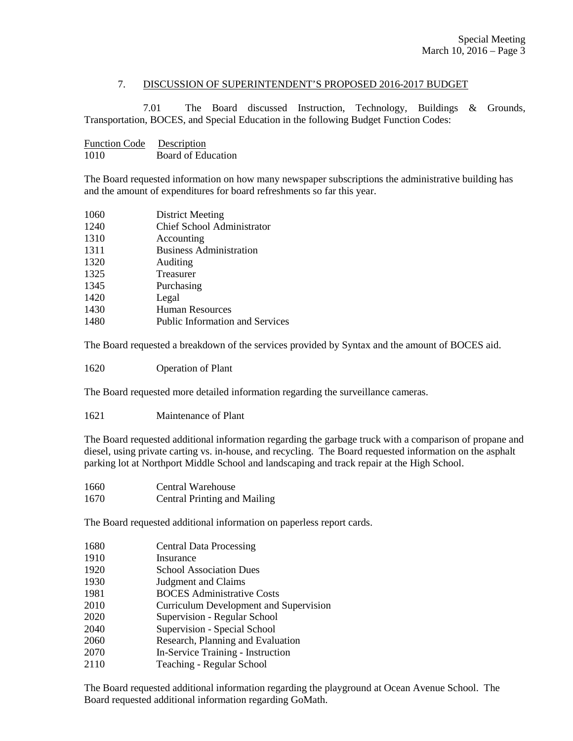## 7. DISCUSSION OF SUPERINTENDENT'S PROPOSED 2016-2017 BUDGET

7.01 The Board discussed Instruction, Technology, Buildings & Grounds, Transportation, BOCES, and Special Education in the following Budget Function Codes:

| Function Code | Description |
|---|---|
| 1010 | Board of Education |

The Board requested information on how many newspaper subscriptions the administrative building has and the amount of expenditures for board refreshments so far this year.

| | |
|---|---|
| 1060 | District Meeting |
| 1240 | Chief School Administrator |
| 1310 | Accounting |
| 1311 | Business Administration |
| 1320 | Auditing |
| 1325 | Treasurer |
| 1345 | Purchasing |
| 1420 | Legal |
| 1430 | Human Resources |
| 1480 | Public Information and Services |

The Board requested a breakdown of the services provided by Syntax and the amount of BOCES aid.

| | |
|---|---|
| 1620 | Operation of Plant |

The Board requested more detailed information regarding the surveillance cameras.

| | |
|---|---|
| 1621 | Maintenance of Plant |

The Board requested additional information regarding the garbage truck with a comparison of propane and diesel, using private carting vs. in-house, and recycling. The Board requested information on the asphalt parking lot at Northport Middle School and landscaping and track repair at the High School.

| | |
|---|---|
| 1660 | Central Warehouse |
| 1670 | Central Printing and Mailing |

The Board requested additional information on paperless report cards.

| | |
|---|---|
| 1680 | Central Data Processing |
| 1910 | Insurance |
| 1920 | School Association Dues |
| 1930 | Judgment and Claims |
| 1981 | BOCES Administrative Costs |
| 2010 | Curriculum Development and Supervision |
| 2020 | Supervision - Regular School |
| 2040 | Supervision - Special School |
| 2060 | Research, Planning and Evaluation |
| 2070 | In-Service Training - Instruction |
| 2110 | Teaching - Regular School |

The Board requested additional information regarding the playground at Ocean Avenue School. The Board requested additional information regarding GoMath.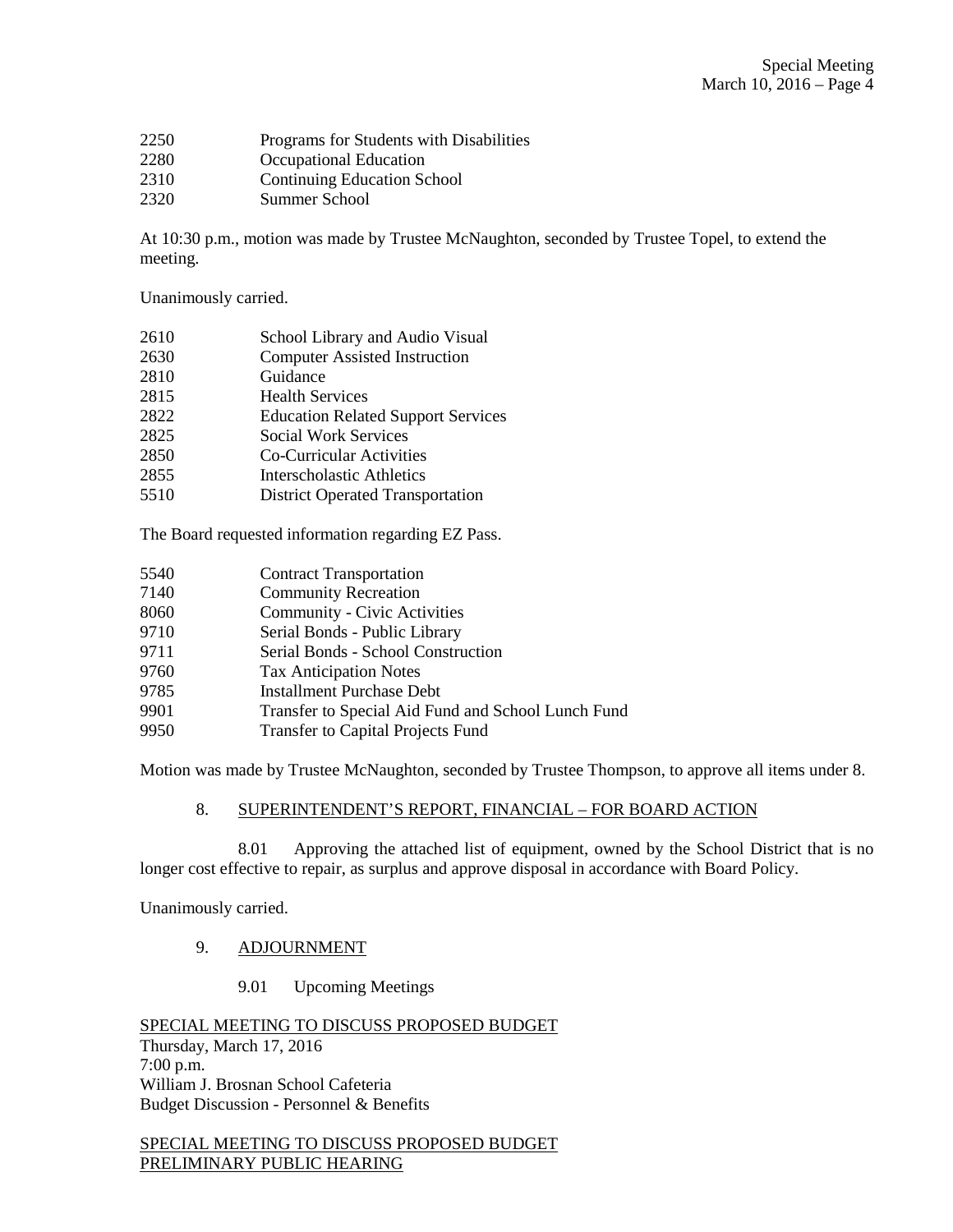2250 Programs for Students with Disabilities
2280 Occupational Education
2310 Continuing Education School
2320 Summer School

At 10:30 p.m., motion was made by Trustee McNaughton, seconded by Trustee Topel, to extend the meeting.

Unanimously carried.

2610 School Library and Audio Visual
2630 Computer Assisted Instruction
2810 Guidance
2815 Health Services
2822 Education Related Support Services
2825 Social Work Services
2850 Co-Curricular Activities
2855 Interscholastic Athletics
5510 District Operated Transportation

The Board requested information regarding EZ Pass.

5540 Contract Transportation
7140 Community Recreation
8060 Community - Civic Activities
9710 Serial Bonds - Public Library
9711 Serial Bonds - School Construction
9760 Tax Anticipation Notes
9785 Installment Purchase Debt
9901 Transfer to Special Aid Fund and School Lunch Fund
9950 Transfer to Capital Projects Fund

Motion was made by Trustee McNaughton, seconded by Trustee Thompson, to approve all items under 8.

8. <u>SUPERINTENDENT'S REPORT, FINANCIAL – FOR BOARD ACTION</u>

8.01 Approving the attached list of equipment, owned by the School District that is no longer cost effective to repair, as surplus and approve disposal in accordance with Board Policy.

Unanimously carried.

9. <u>ADJOURNMENT</u>

9.01 Upcoming Meetings

<u>SPECIAL MEETING TO DISCUSS PROPOSED BUDGET</u>
Thursday, March 17, 2016
7:00 p.m.
William J. Brosnan School Cafeteria
Budget Discussion - Personnel & Benefits

<u>SPECIAL MEETING TO DISCUSS PROPOSED BUDGET</u>
<u>PRELIMINARY PUBLIC HEARING</u>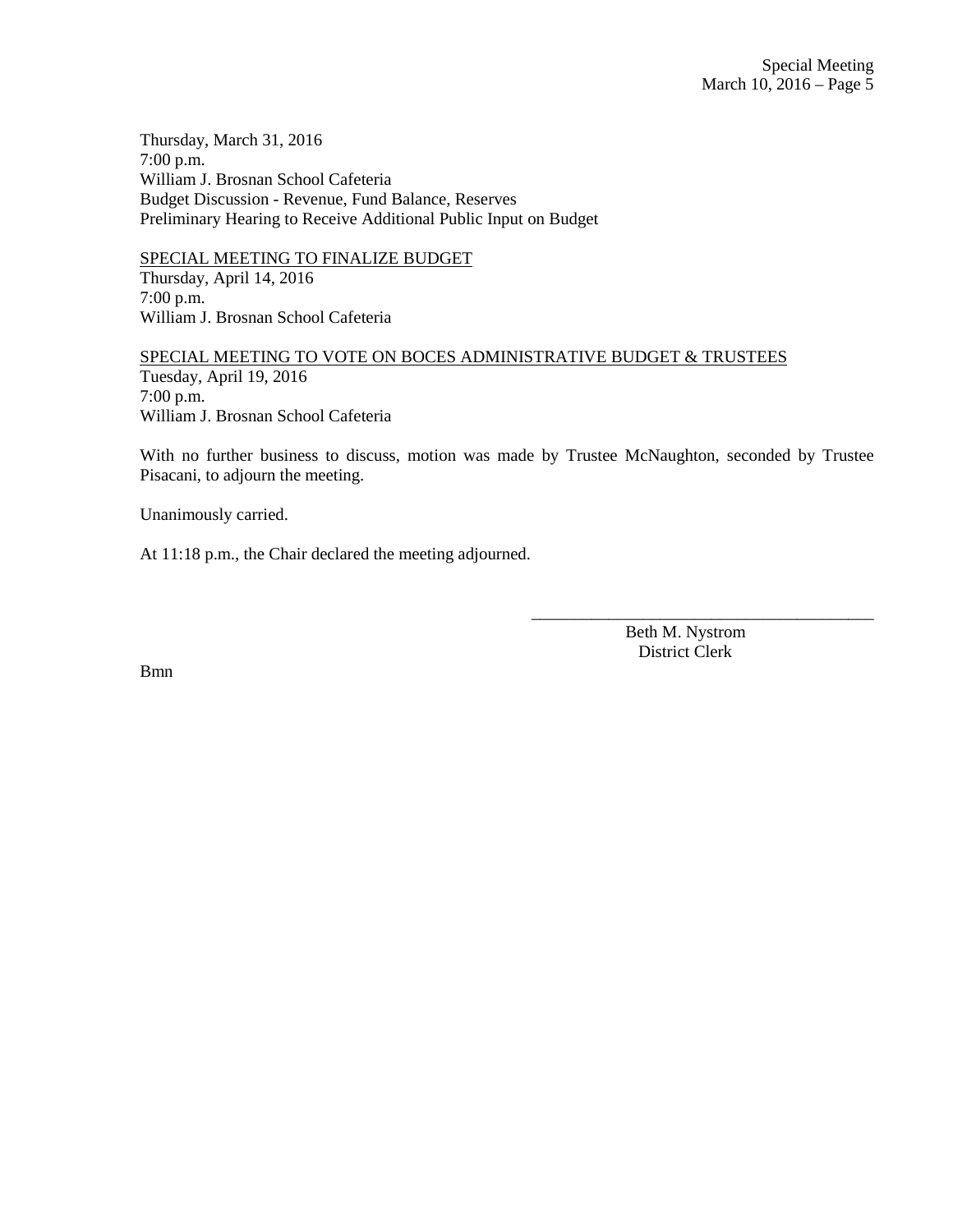Thursday, March 31, 2016
7:00 p.m.
William J. Brosnan School Cafeteria
Budget Discussion - Revenue, Fund Balance, Reserves
Preliminary Hearing to Receive Additional Public Input on Budget

SPECIAL MEETING TO FINALIZE BUDGET
Thursday, April 14, 2016
7:00 p.m.
William J. Brosnan School Cafeteria

SPECIAL MEETING TO VOTE ON BOCES ADMINISTRATIVE BUDGET & TRUSTEES
Tuesday, April 19, 2016
7:00 p.m.
William J. Brosnan School Cafeteria

With no further business to discuss, motion was made by Trustee McNaughton, seconded by Trustee Pisacani, to adjourn the meeting.

Unanimously carried.

At 11:18 p.m., the Chair declared the meeting adjourned.

\_\_\_\_\_\_\_\_\_\_\_\_\_\_\_\_\_\_\_\_\_\_\_\_\_\_\_\_\_\_\_\_\_\_\_\_\_\_\_\_

Beth M. Nystrom
District Clerk

Bmn